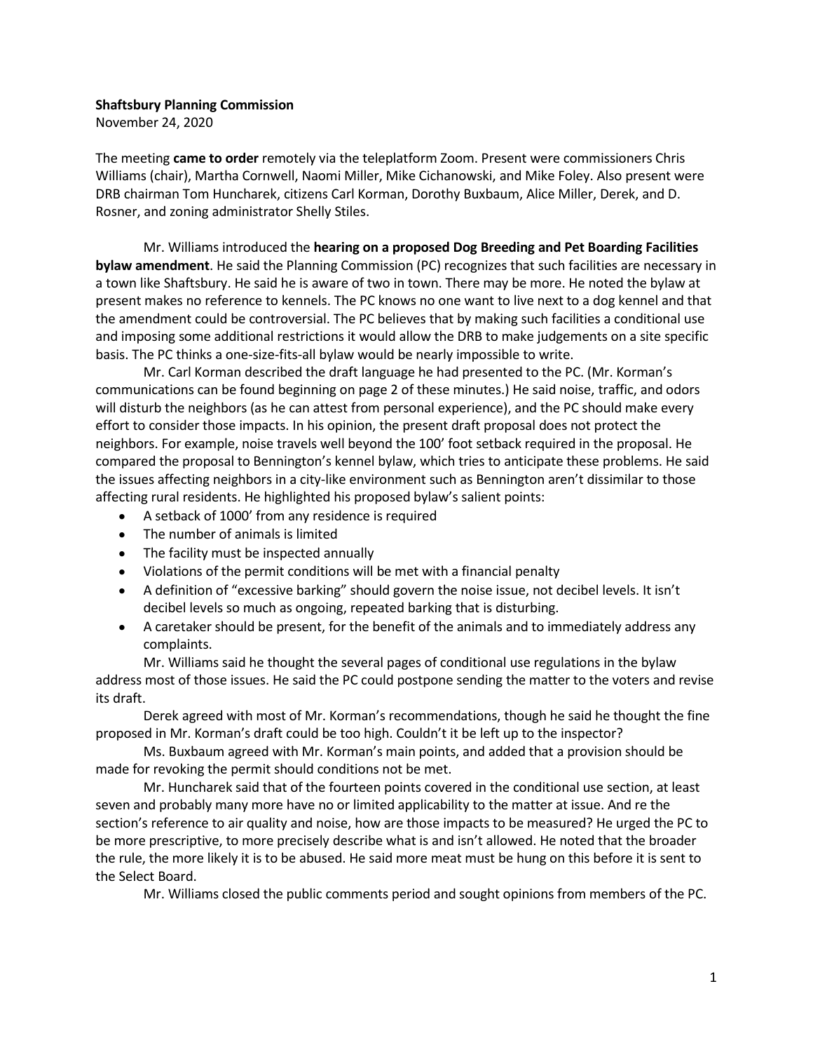**Shaftsbury Planning Commission**
November 24, 2020

The meeting **came to order** remotely via the teleplatform Zoom. Present were commissioners Chris Williams (chair), Martha Cornwell, Naomi Miller, Mike Cichanowski, and Mike Foley. Also present were DRB chairman Tom Huncharek, citizens Carl Korman, Dorothy Buxbaum, Alice Miller, Derek, and D. Rosner, and zoning administrator Shelly Stiles.

Mr. Williams introduced the **hearing on a proposed Dog Breeding and Pet Boarding Facilities bylaw amendment**. He said the Planning Commission (PC) recognizes that such facilities are necessary in a town like Shaftsbury. He said he is aware of two in town. There may be more. He noted the bylaw at present makes no reference to kennels. The PC knows no one want to live next to a dog kennel and that the amendment could be controversial. The PC believes that by making such facilities a conditional use and imposing some additional restrictions it would allow the DRB to make judgements on a site specific basis. The PC thinks a one-size-fits-all bylaw would be nearly impossible to write.

Mr. Carl Korman described the draft language he had presented to the PC. (Mr. Korman's communications can be found beginning on page 2 of these minutes.) He said noise, traffic, and odors will disturb the neighbors (as he can attest from personal experience), and the PC should make every effort to consider those impacts. In his opinion, the present draft proposal does not protect the neighbors. For example, noise travels well beyond the 100' foot setback required in the proposal. He compared the proposal to Bennington's kennel bylaw, which tries to anticipate these problems. He said the issues affecting neighbors in a city-like environment such as Bennington aren't dissimilar to those affecting rural residents. He highlighted his proposed bylaw's salient points:

- A setback of 1000' from any residence is required
- The number of animals is limited
- The facility must be inspected annually
- Violations of the permit conditions will be met with a financial penalty
- A definition of "excessive barking" should govern the noise issue, not decibel levels. It isn't decibel levels so much as ongoing, repeated barking that is disturbing.
- A caretaker should be present, for the benefit of the animals and to immediately address any complaints.

Mr. Williams said he thought the several pages of conditional use regulations in the bylaw address most of those issues. He said the PC could postpone sending the matter to the voters and revise its draft.

Derek agreed with most of Mr. Korman's recommendations, though he said he thought the fine proposed in Mr. Korman's draft could be too high. Couldn't it be left up to the inspector?

Ms. Buxbaum agreed with Mr. Korman's main points, and added that a provision should be made for revoking the permit should conditions not be met.

Mr. Huncharek said that of the fourteen points covered in the conditional use section, at least seven and probably many more have no or limited applicability to the matter at issue. And re the section's reference to air quality and noise, how are those impacts to be measured? He urged the PC to be more prescriptive, to more precisely describe what is and isn't allowed. He noted that the broader the rule, the more likely it is to be abused. He said more meat must be hung on this before it is sent to the Select Board.

Mr. Williams closed the public comments period and sought opinions from members of the PC.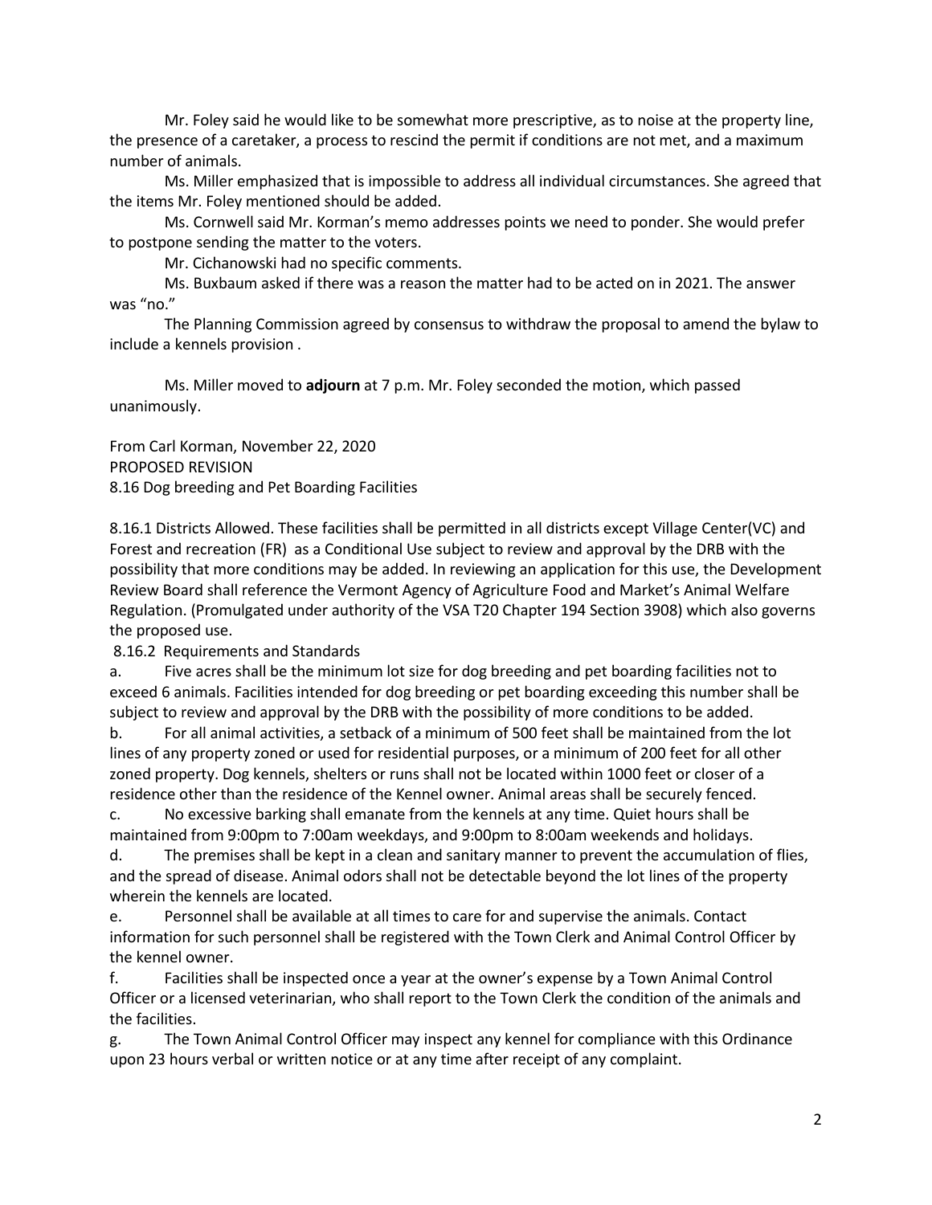Mr. Foley said he would like to be somewhat more prescriptive, as to noise at the property line, the presence of a caretaker, a process to rescind the permit if conditions are not met, and a maximum number of animals.

Ms. Miller emphasized that is impossible to address all individual circumstances. She agreed that the items Mr. Foley mentioned should be added.

Ms. Cornwell said Mr. Korman's memo addresses points we need to ponder. She would prefer to postpone sending the matter to the voters.

Mr. Cichanowski had no specific comments.

Ms. Buxbaum asked if there was a reason the matter had to be acted on in 2021. The answer was "no."

The Planning Commission agreed by consensus to withdraw the proposal to amend the bylaw to include a kennels provision .

Ms. Miller moved to **adjourn** at 7 p.m. Mr. Foley seconded the motion, which passed unanimously.

From Carl Korman, November 22, 2020
PROPOSED REVISION
8.16 Dog breeding and Pet Boarding Facilities

8.16.1 Districts Allowed. These facilities shall be permitted in all districts except Village Center(VC) and Forest and recreation (FR) as a Conditional Use subject to review and approval by the DRB with the possibility that more conditions may be added. In reviewing an application for this use, the Development Review Board shall reference the Vermont Agency of Agriculture Food and Market's Animal Welfare Regulation. (Promulgated under authority of the VSA T20 Chapter 194 Section 3908) which also governs the proposed use.

8.16.2 Requirements and Standards

a. Five acres shall be the minimum lot size for dog breeding and pet boarding facilities not to exceed 6 animals. Facilities intended for dog breeding or pet boarding exceeding this number shall be subject to review and approval by the DRB with the possibility of more conditions to be added.

b. For all animal activities, a setback of a minimum of 500 feet shall be maintained from the lot lines of any property zoned or used for residential purposes, or a minimum of 200 feet for all other zoned property. Dog kennels, shelters or runs shall not be located within 1000 feet or closer of a residence other than the residence of the Kennel owner. Animal areas shall be securely fenced.

c. No excessive barking shall emanate from the kennels at any time. Quiet hours shall be maintained from 9:00pm to 7:00am weekdays, and 9:00pm to 8:00am weekends and holidays.

d. The premises shall be kept in a clean and sanitary manner to prevent the accumulation of flies, and the spread of disease. Animal odors shall not be detectable beyond the lot lines of the property wherein the kennels are located.

e. Personnel shall be available at all times to care for and supervise the animals. Contact information for such personnel shall be registered with the Town Clerk and Animal Control Officer by the kennel owner.

f. Facilities shall be inspected once a year at the owner's expense by a Town Animal Control Officer or a licensed veterinarian, who shall report to the Town Clerk the condition of the animals and the facilities.

g. The Town Animal Control Officer may inspect any kennel for compliance with this Ordinance upon 23 hours verbal or written notice or at any time after receipt of any complaint.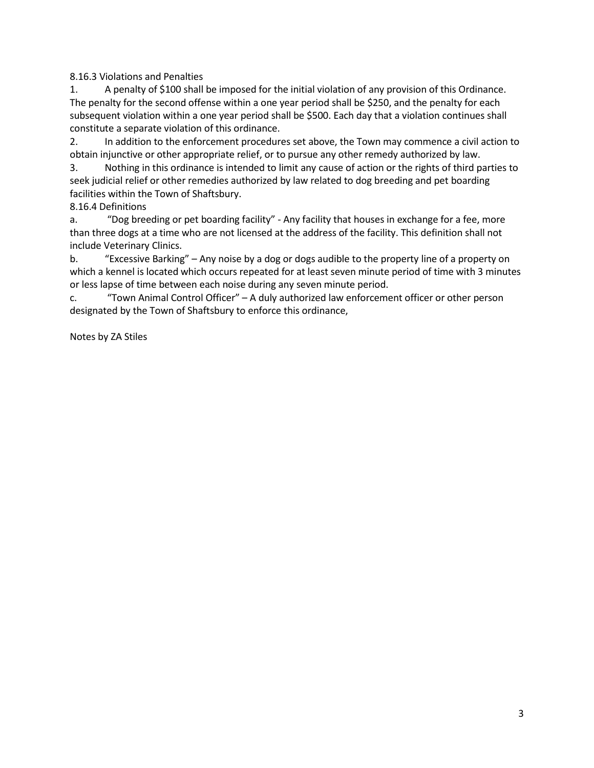8.16.3 Violations and Penalties

1. A penalty of $100 shall be imposed for the initial violation of any provision of this Ordinance. The penalty for the second offense within a one year period shall be $250, and the penalty for each subsequent violation within a one year period shall be $500. Each day that a violation continues shall constitute a separate violation of this ordinance.
2. In addition to the enforcement procedures set above, the Town may commence a civil action to obtain injunctive or other appropriate relief, or to pursue any other remedy authorized by law.
3. Nothing in this ordinance is intended to limit any cause of action or the rights of third parties to seek judicial relief or other remedies authorized by law related to dog breeding and pet boarding facilities within the Town of Shaftsbury.

8.16.4 Definitions

a. "Dog breeding or pet boarding facility" - Any facility that houses in exchange for a fee, more than three dogs at a time who are not licensed at the address of the facility. This definition shall not include Veterinary Clinics.

b. "Excessive Barking" – Any noise by a dog or dogs audible to the property line of a property on which a kennel is located which occurs repeated for at least seven minute period of time with 3 minutes or less lapse of time between each noise during any seven minute period.

c. "Town Animal Control Officer" – A duly authorized law enforcement officer or other person designated by the Town of Shaftsbury to enforce this ordinance,

Notes by ZA Stiles